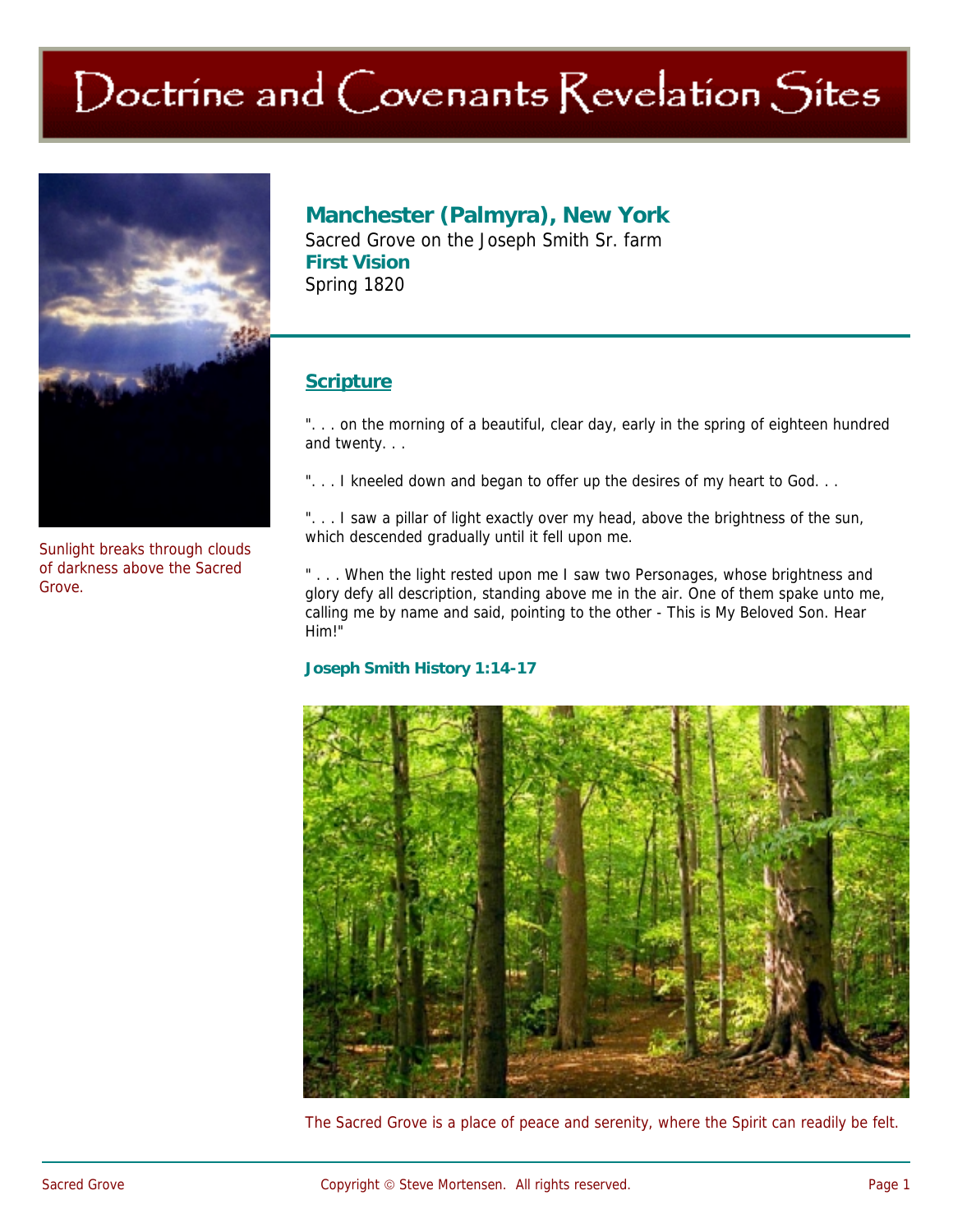# Doctrine and Covenants Revelation Sites

Sunlight breaks through clouds of darkness above the Sacred Grove.

## Manchester (Palmyra), New York

Sacred Grove on the Joseph Smith Sr. farm

**First Vision**

Spring 1820

### Scripture

". . . on the morning of a beautiful, clear day, early in the spring of eighteen hundred and twenty. . .

". . . I kneeled down and began to offer up the desires of my heart to God. . .

". . . I saw a pillar of light exactly over my head, above the brightness of the sun, which descended gradually until it fell upon me.

" . . . When the light rested upon me I saw two Personages, whose brightness and glory defy all description, standing above me in the air. One of them spake unto me, calling me by name and said, pointing to the other - This is My Beloved Son. Hear Him!"

**Joseph Smith History 1:14-17**

The Sacred Grove is a place of peace and serenity, where the Spirit can readily be felt.

Sacred Grove Copyright © Steve Mortensen. All rights reserved.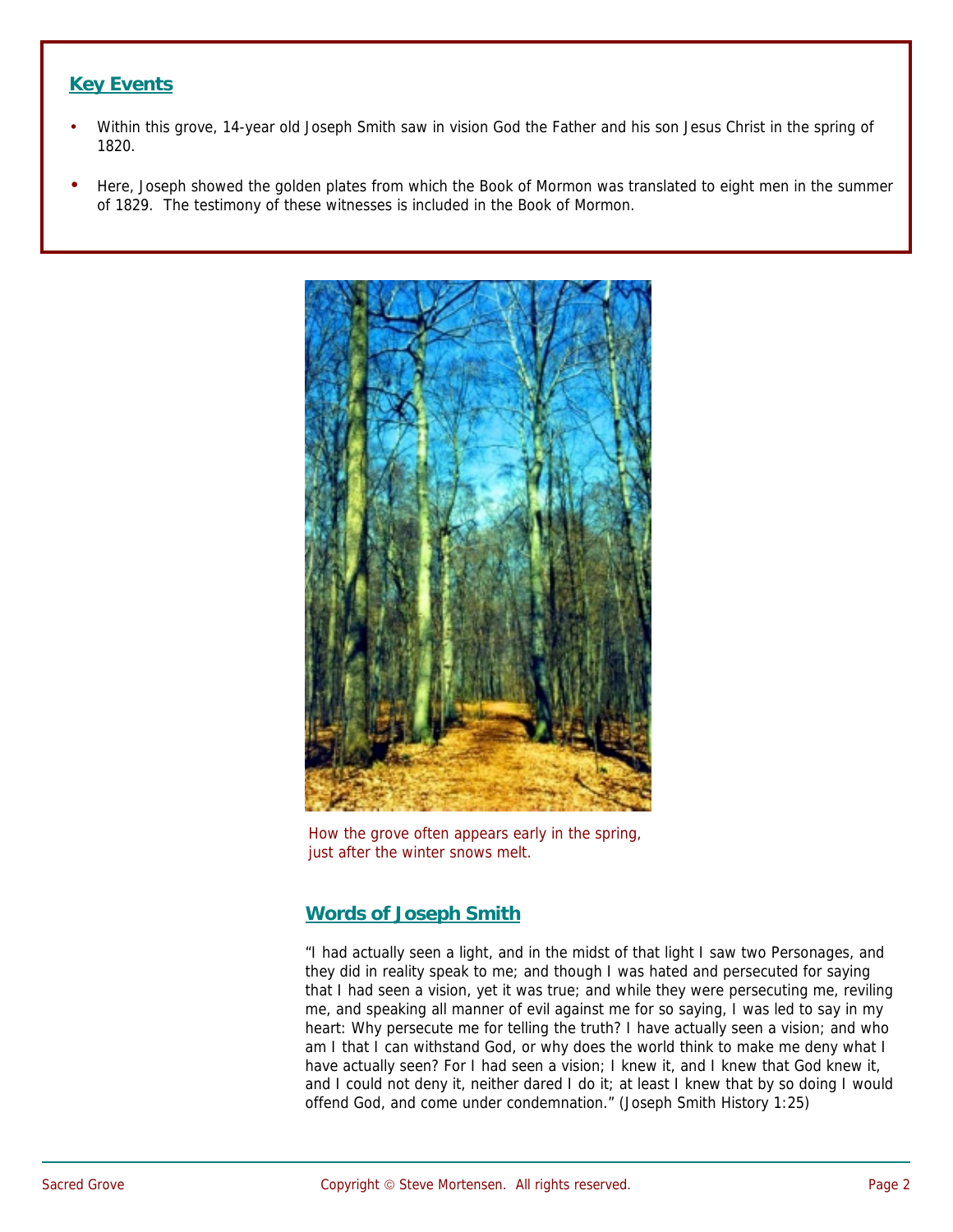## Key Events

- Within this grove, 14-year old Joseph Smith saw in vision God the Father and his son Jesus Christ in the spring of 1820.
- Here, Joseph showed the golden plates from which the Book of Mormon was translated to eight men in the summer of 1829. The testimony of these witnesses is included in the Book of Mormon.

How the grove often appears early in the spring, just after the winter snows melt.

## Words of Joseph Smith

"I had actually seen a light, and in the midst of that light I saw two Personages, and they did in reality speak to me; and though I was hated and persecuted for saying that I had seen a vision, yet it was true; and while they were persecuting me, reviling me, and speaking all manner of evil against me for so saying, I was led to say in my heart: Why persecute me for telling the truth? I have actually seen a vision; and who am I that I can withstand God, or why does the world think to make me deny what I have actually seen? For I had seen a vision; I knew it, and I knew that God knew it, and I could not deny it, neither dared I do it; at least I knew that by so doing I would offend God, and come under condemnation." (Joseph Smith History 1:25)